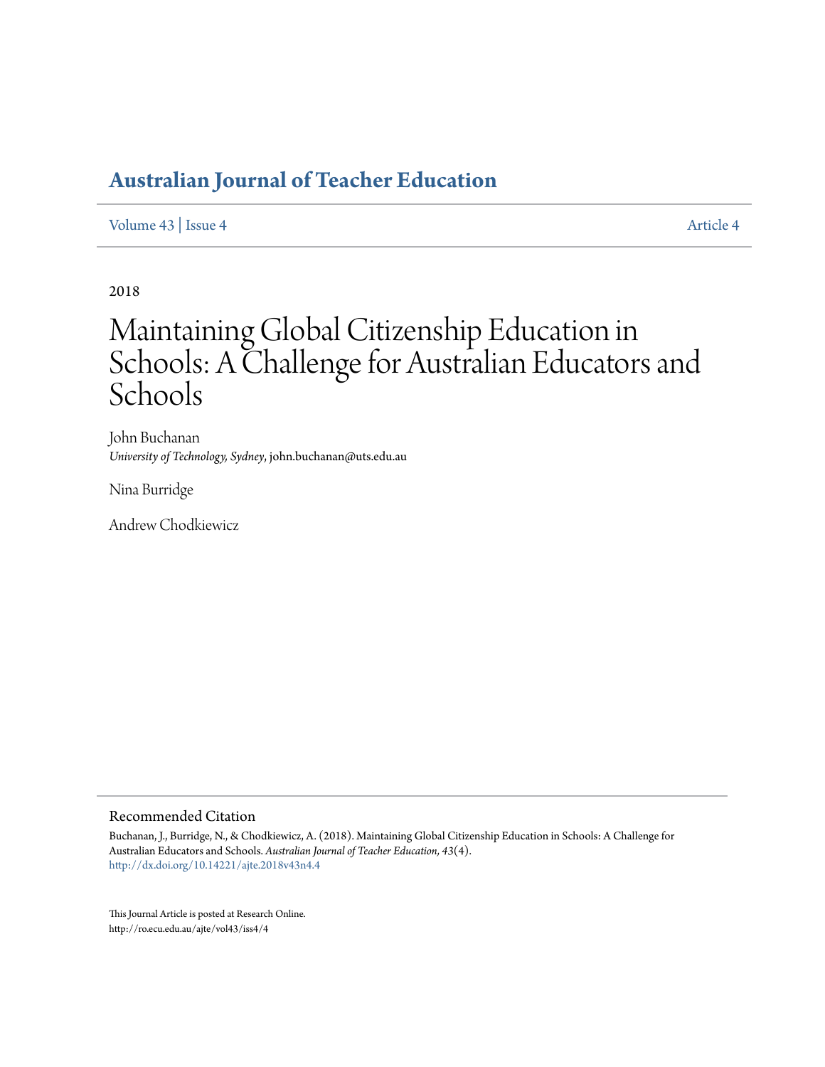## Australian Journal of Teacher Education

Volume 43 | Issue 4 Article 4

2018

# Maintaining Global Citizenship Education in Schools: A Challenge for Australian Educators and Schools

John Buchanan
*University of Technology, Sydney*, john.buchanan@uts.edu.au

Nina Burridge

Andrew Chodkiewicz

### Recommended Citation

Buchanan, J., Burridge, N., & Chodkiewicz, A. (2018). Maintaining Global Citizenship Education in Schools: A Challenge for Australian Educators and Schools. *Australian Journal of Teacher Education, 43*(4).
http://dx.doi.org/10.14221/ajte.2018v43n4.4

This Journal Article is posted at Research Online.
http://ro.ecu.edu.au/ajte/vol43/iss4/4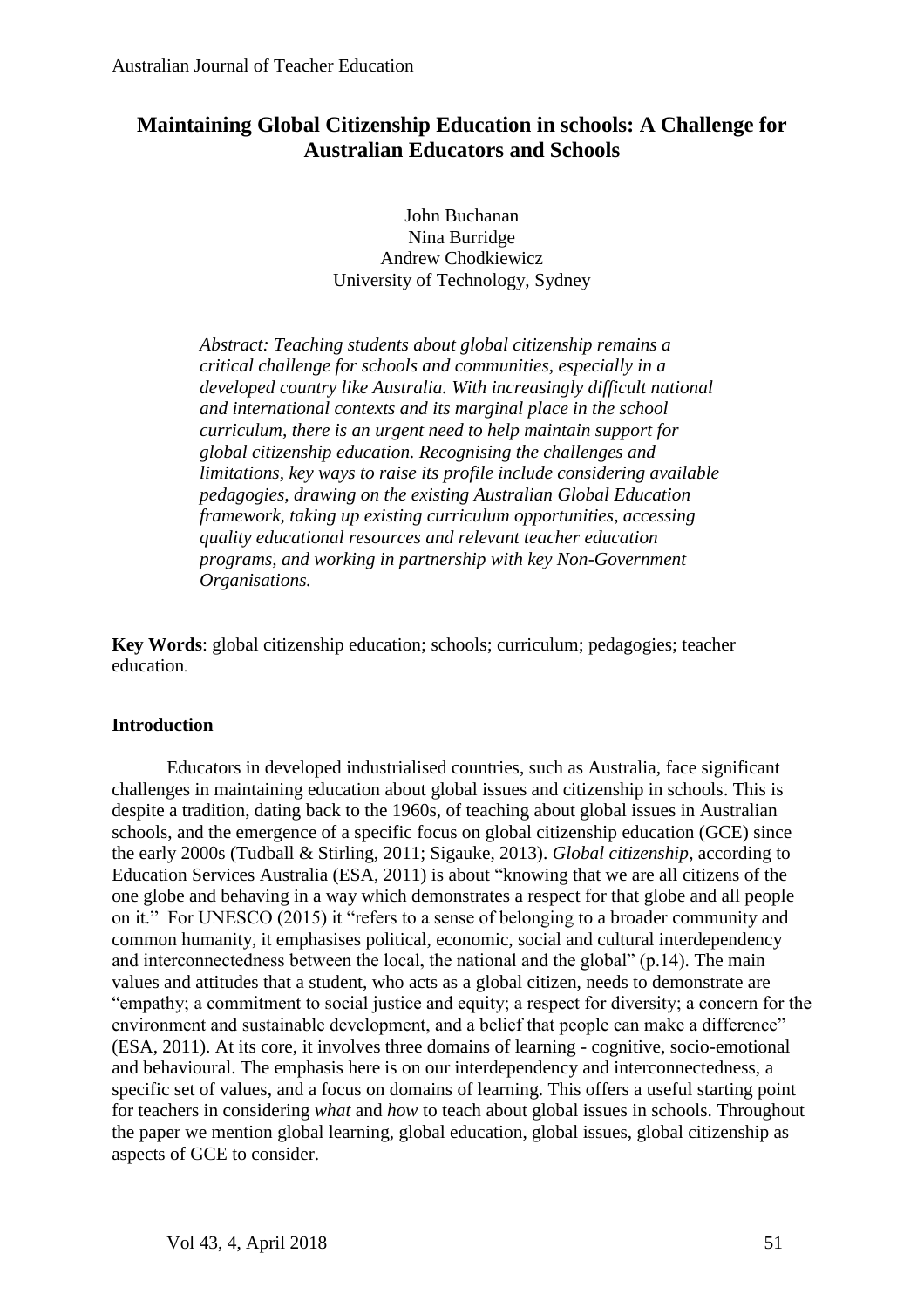# Maintaining Global Citizenship Education in schools: A Challenge for Australian Educators and Schools

John Buchanan
Nina Burridge
Andrew Chodkiewicz
University of Technology, Sydney

*Abstract: Teaching students about global citizenship remains a critical challenge for schools and communities, especially in a developed country like Australia. With increasingly difficult national and international contexts and its marginal place in the school curriculum, there is an urgent need to help maintain support for global citizenship education. Recognising the challenges and limitations, key ways to raise its profile include considering available pedagogies, drawing on the existing Australian Global Education framework, taking up existing curriculum opportunities, accessing quality educational resources and relevant teacher education programs, and working in partnership with key Non-Government Organisations.*

**Key Words**: global citizenship education; schools; curriculum; pedagogies; teacher education.

## Introduction

Educators in developed industrialised countries, such as Australia, face significant challenges in maintaining education about global issues and citizenship in schools. This is despite a tradition, dating back to the 1960s, of teaching about global issues in Australian schools, and the emergence of a specific focus on global citizenship education (GCE) since the early 2000s (Tudball & Stirling, 2011; Sigauke, 2013). *Global citizenship*, according to Education Services Australia (ESA, 2011) is about "knowing that we are all citizens of the one globe and behaving in a way which demonstrates a respect for that globe and all people on it." For UNESCO (2015) it "refers to a sense of belonging to a broader community and common humanity, it emphasises political, economic, social and cultural interdependency and interconnectedness between the local, the national and the global" (p.14). The main values and attitudes that a student, who acts as a global citizen, needs to demonstrate are "empathy; a commitment to social justice and equity; a respect for diversity; a concern for the environment and sustainable development, and a belief that people can make a difference" (ESA, 2011). At its core, it involves three domains of learning - cognitive, socio-emotional and behavioural. The emphasis here is on our interdependency and interconnectedness, a specific set of values, and a focus on domains of learning. This offers a useful starting point for teachers in considering *what* and *how* to teach about global issues in schools. Throughout the paper we mention global learning, global education, global issues, global citizenship as aspects of GCE to consider.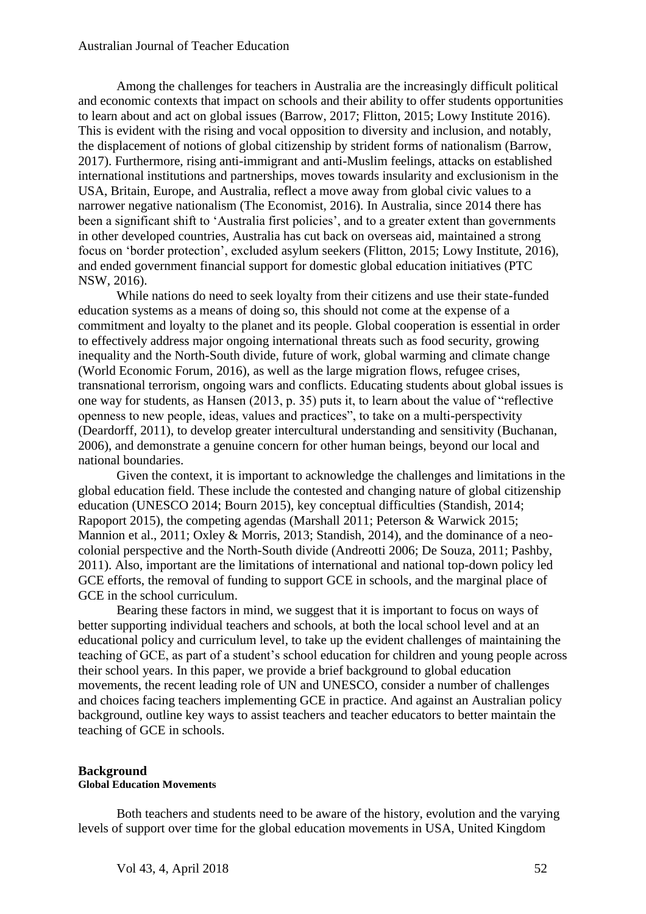Among the challenges for teachers in Australia are the increasingly difficult political and economic contexts that impact on schools and their ability to offer students opportunities to learn about and act on global issues (Barrow, 2017; Flitton, 2015; Lowy Institute 2016). This is evident with the rising and vocal opposition to diversity and inclusion, and notably, the displacement of notions of global citizenship by strident forms of nationalism (Barrow, 2017). Furthermore, rising anti-immigrant and anti-Muslim feelings, attacks on established international institutions and partnerships, moves towards insularity and exclusionism in the USA, Britain, Europe, and Australia, reflect a move away from global civic values to a narrower negative nationalism (The Economist, 2016). In Australia, since 2014 there has been a significant shift to 'Australia first policies', and to a greater extent than governments in other developed countries, Australia has cut back on overseas aid, maintained a strong focus on 'border protection', excluded asylum seekers (Flitton, 2015; Lowy Institute, 2016), and ended government financial support for domestic global education initiatives (PTC NSW, 2016).

While nations do need to seek loyalty from their citizens and use their state-funded education systems as a means of doing so, this should not come at the expense of a commitment and loyalty to the planet and its people. Global cooperation is essential in order to effectively address major ongoing international threats such as food security, growing inequality and the North-South divide, future of work, global warming and climate change (World Economic Forum, 2016), as well as the large migration flows, refugee crises, transnational terrorism, ongoing wars and conflicts. Educating students about global issues is one way for students, as Hansen (2013, p. 35) puts it, to learn about the value of "reflective openness to new people, ideas, values and practices", to take on a multi-perspectivity (Deardorff, 2011), to develop greater intercultural understanding and sensitivity (Buchanan, 2006), and demonstrate a genuine concern for other human beings, beyond our local and national boundaries.

Given the context, it is important to acknowledge the challenges and limitations in the global education field. These include the contested and changing nature of global citizenship education (UNESCO 2014; Bourn 2015), key conceptual difficulties (Standish, 2014; Rapoport 2015), the competing agendas (Marshall 2011; Peterson & Warwick 2015; Mannion et al., 2011; Oxley & Morris, 2013; Standish, 2014), and the dominance of a neo-colonial perspective and the North-South divide (Andreotti 2006; De Souza, 2011; Pashby, 2011). Also, important are the limitations of international and national top-down policy led GCE efforts, the removal of funding to support GCE in schools, and the marginal place of GCE in the school curriculum.

Bearing these factors in mind, we suggest that it is important to focus on ways of better supporting individual teachers and schools, at both the local school level and at an educational policy and curriculum level, to take up the evident challenges of maintaining the teaching of GCE, as part of a student's school education for children and young people across their school years. In this paper, we provide a brief background to global education movements, the recent leading role of UN and UNESCO, consider a number of challenges and choices facing teachers implementing GCE in practice. And against an Australian policy background, outline key ways to assist teachers and teacher educators to better maintain the teaching of GCE in schools.

## Background

### Global Education Movements

Both teachers and students need to be aware of the history, evolution and the varying levels of support over time for the global education movements in USA, United Kingdom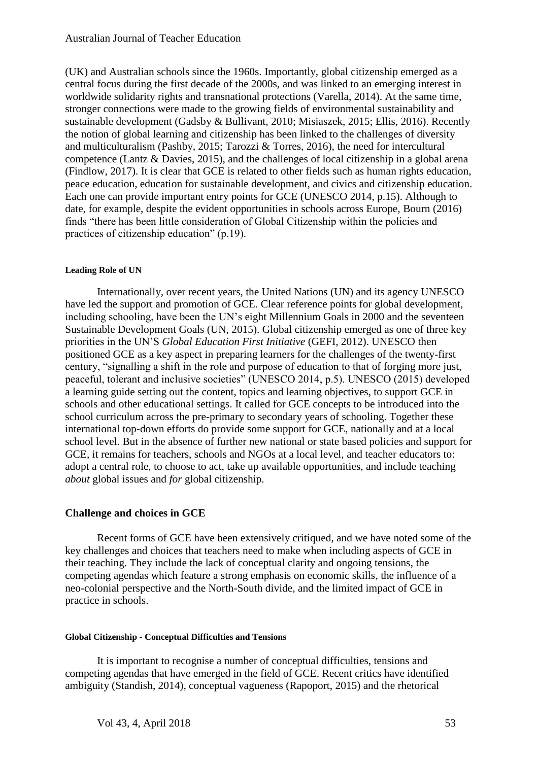(UK) and Australian schools since the 1960s. Importantly, global citizenship emerged as a central focus during the first decade of the 2000s, and was linked to an emerging interest in worldwide solidarity rights and transnational protections (Varella, 2014). At the same time, stronger connections were made to the growing fields of environmental sustainability and sustainable development (Gadsby & Bullivant, 2010; Misiaszek, 2015; Ellis, 2016). Recently the notion of global learning and citizenship has been linked to the challenges of diversity and multiculturalism (Pashby, 2015; Tarozzi & Torres, 2016), the need for intercultural competence (Lantz & Davies, 2015), and the challenges of local citizenship in a global arena (Findlow, 2017). It is clear that GCE is related to other fields such as human rights education, peace education, education for sustainable development, and civics and citizenship education. Each one can provide important entry points for GCE (UNESCO 2014, p.15). Although to date, for example, despite the evident opportunities in schools across Europe, Bourn (2016) finds "there has been little consideration of Global Citizenship within the policies and practices of citizenship education" (p.19).

#### Leading Role of UN

Internationally, over recent years, the United Nations (UN) and its agency UNESCO have led the support and promotion of GCE. Clear reference points for global development, including schooling, have been the UN's eight Millennium Goals in 2000 and the seventeen Sustainable Development Goals (UN, 2015). Global citizenship emerged as one of three key priorities in the UN'S *Global Education First Initiative* (GEFI, 2012). UNESCO then positioned GCE as a key aspect in preparing learners for the challenges of the twenty-first century, "signalling a shift in the role and purpose of education to that of forging more just, peaceful, tolerant and inclusive societies" (UNESCO 2014, p.5). UNESCO (2015) developed a learning guide setting out the content, topics and learning objectives, to support GCE in schools and other educational settings. It called for GCE concepts to be introduced into the school curriculum across the pre-primary to secondary years of schooling. Together these international top-down efforts do provide some support for GCE, nationally and at a local school level. But in the absence of further new national or state based policies and support for GCE, it remains for teachers, schools and NGOs at a local level, and teacher educators to: adopt a central role, to choose to act, take up available opportunities, and include teaching *about* global issues and *for* global citizenship.

### Challenge and choices in GCE

Recent forms of GCE have been extensively critiqued, and we have noted some of the key challenges and choices that teachers need to make when including aspects of GCE in their teaching. They include the lack of conceptual clarity and ongoing tensions, the competing agendas which feature a strong emphasis on economic skills, the influence of a neo-colonial perspective and the North-South divide, and the limited impact of GCE in practice in schools.

#### Global Citizenship - Conceptual Difficulties and Tensions

It is important to recognise a number of conceptual difficulties, tensions and competing agendas that have emerged in the field of GCE. Recent critics have identified ambiguity (Standish, 2014), conceptual vagueness (Rapoport, 2015) and the rhetorical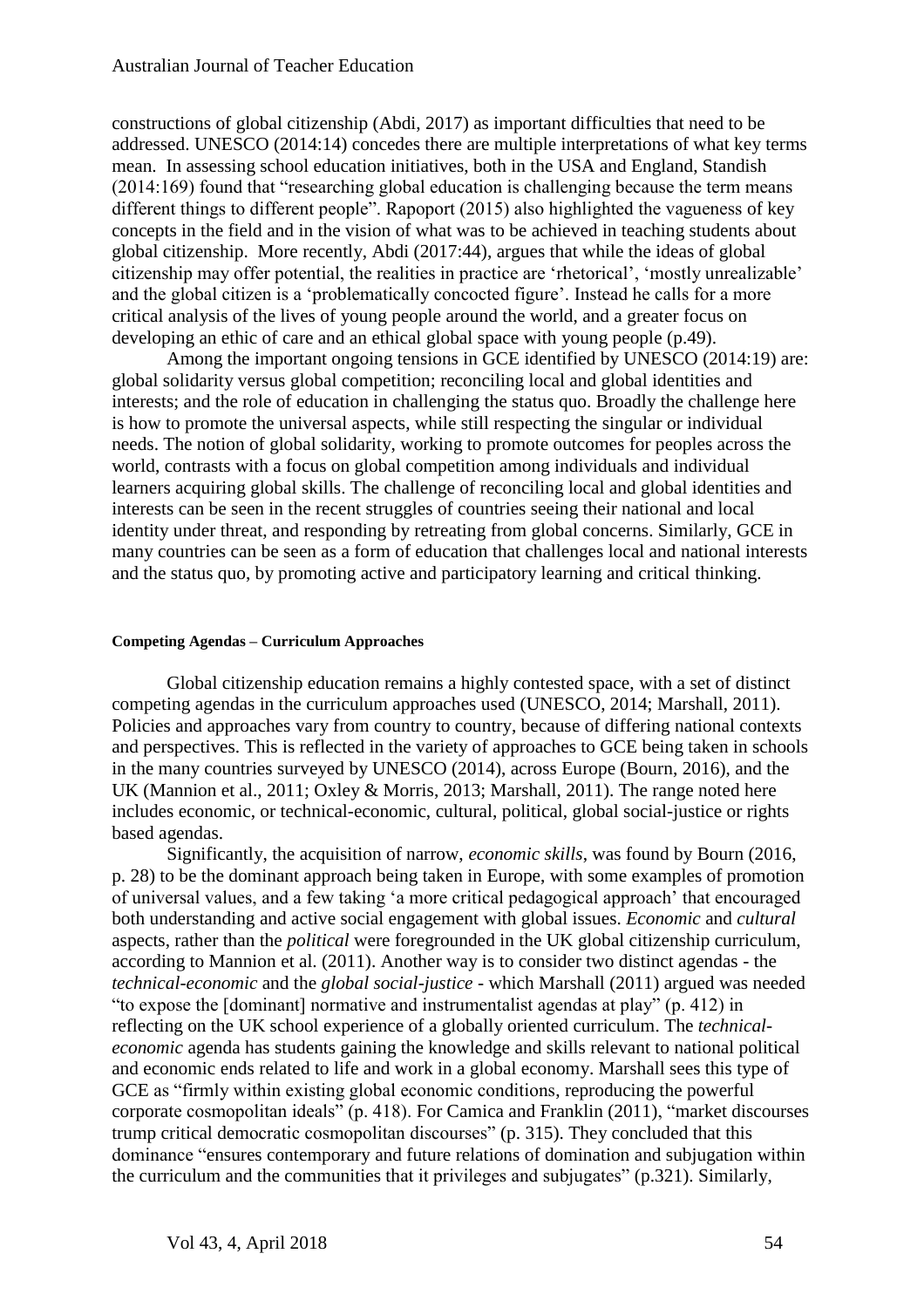constructions of global citizenship (Abdi, 2017) as important difficulties that need to be addressed. UNESCO (2014:14) concedes there are multiple interpretations of what key terms mean. In assessing school education initiatives, both in the USA and England, Standish (2014:169) found that "researching global education is challenging because the term means different things to different people". Rapoport (2015) also highlighted the vagueness of key concepts in the field and in the vision of what was to be achieved in teaching students about global citizenship. More recently, Abdi (2017:44), argues that while the ideas of global citizenship may offer potential, the realities in practice are 'rhetorical', 'mostly unrealizable' and the global citizen is a 'problematically concocted figure'. Instead he calls for a more critical analysis of the lives of young people around the world, and a greater focus on developing an ethic of care and an ethical global space with young people (p.49).

Among the important ongoing tensions in GCE identified by UNESCO (2014:19) are: global solidarity versus global competition; reconciling local and global identities and interests; and the role of education in challenging the status quo. Broadly the challenge here is how to promote the universal aspects, while still respecting the singular or individual needs. The notion of global solidarity, working to promote outcomes for peoples across the world, contrasts with a focus on global competition among individuals and individual learners acquiring global skills. The challenge of reconciling local and global identities and interests can be seen in the recent struggles of countries seeing their national and local identity under threat, and responding by retreating from global concerns. Similarly, GCE in many countries can be seen as a form of education that challenges local and national interests and the status quo, by promoting active and participatory learning and critical thinking.

#### Competing Agendas – Curriculum Approaches

Global citizenship education remains a highly contested space, with a set of distinct competing agendas in the curriculum approaches used (UNESCO, 2014; Marshall, 2011). Policies and approaches vary from country to country, because of differing national contexts and perspectives. This is reflected in the variety of approaches to GCE being taken in schools in the many countries surveyed by UNESCO (2014), across Europe (Bourn, 2016), and the UK (Mannion et al., 2011; Oxley & Morris, 2013; Marshall, 2011). The range noted here includes economic, or technical-economic, cultural, political, global social-justice or rights based agendas.

Significantly, the acquisition of narrow, *economic skills*, was found by Bourn (2016, p. 28) to be the dominant approach being taken in Europe, with some examples of promotion of universal values, and a few taking 'a more critical pedagogical approach' that encouraged both understanding and active social engagement with global issues. *Economic* and *cultural* aspects, rather than the *political* were foregrounded in the UK global citizenship curriculum, according to Mannion et al. (2011). Another way is to consider two distinct agendas - the *technical-economic* and the *global social-justice* - which Marshall (2011) argued was needed "to expose the [dominant] normative and instrumentalist agendas at play" (p. 412) in reflecting on the UK school experience of a globally oriented curriculum. The *technical-economic* agenda has students gaining the knowledge and skills relevant to national political and economic ends related to life and work in a global economy. Marshall sees this type of GCE as "firmly within existing global economic conditions, reproducing the powerful corporate cosmopolitan ideals" (p. 418). For Camica and Franklin (2011), "market discourses trump critical democratic cosmopolitan discourses" (p. 315). They concluded that this dominance "ensures contemporary and future relations of domination and subjugation within the curriculum and the communities that it privileges and subjugates" (p.321). Similarly,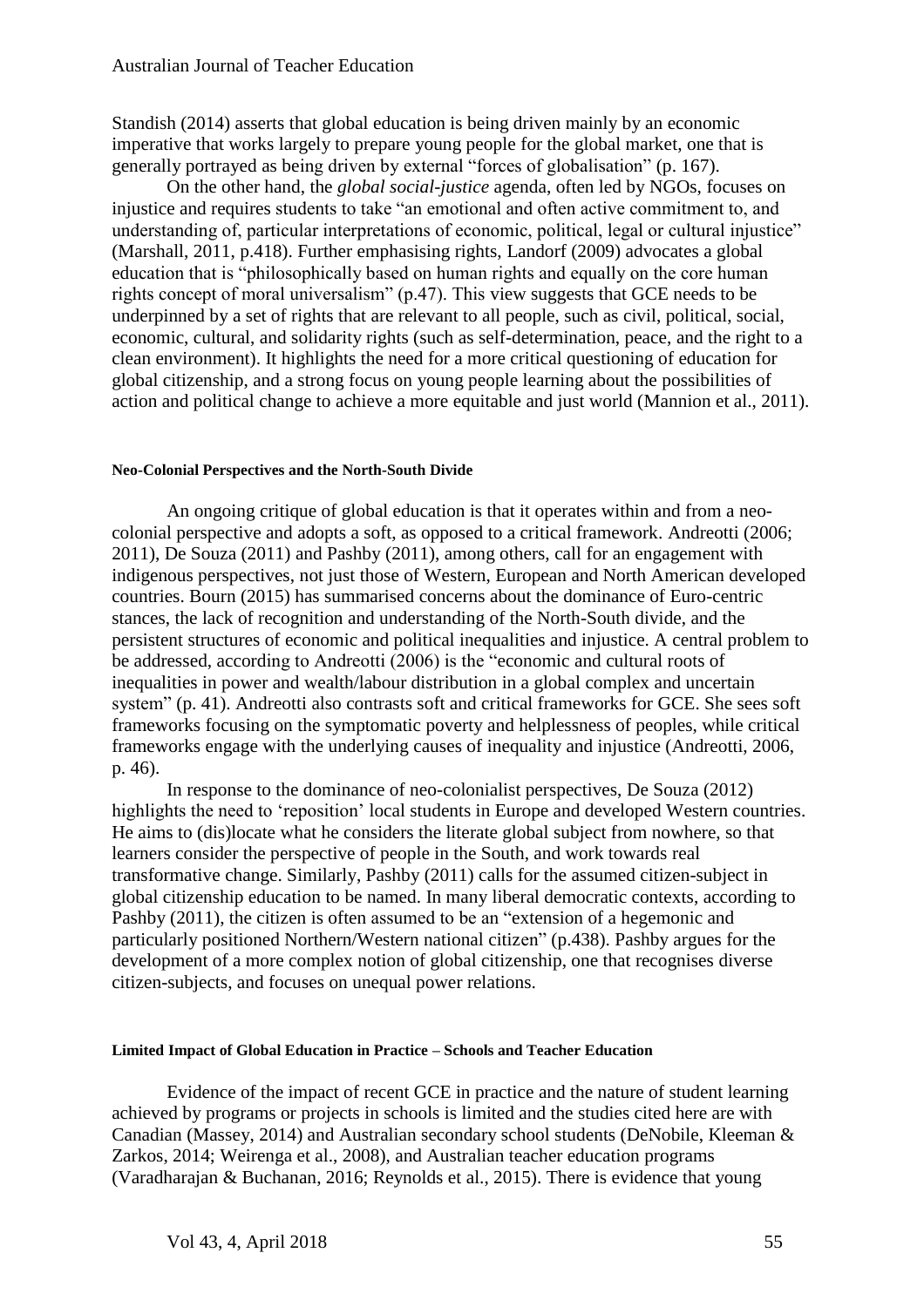Standish (2014) asserts that global education is being driven mainly by an economic imperative that works largely to prepare young people for the global market, one that is generally portrayed as being driven by external "forces of globalisation" (p. 167).

On the other hand, the *global social-justice* agenda, often led by NGOs, focuses on injustice and requires students to take "an emotional and often active commitment to, and understanding of, particular interpretations of economic, political, legal or cultural injustice" (Marshall, 2011, p.418). Further emphasising rights, Landorf (2009) advocates a global education that is "philosophically based on human rights and equally on the core human rights concept of moral universalism" (p.47). This view suggests that GCE needs to be underpinned by a set of rights that are relevant to all people, such as civil, political, social, economic, cultural, and solidarity rights (such as self-determination, peace, and the right to a clean environment). It highlights the need for a more critical questioning of education for global citizenship, and a strong focus on young people learning about the possibilities of action and political change to achieve a more equitable and just world (Mannion et al., 2011).

#### Neo-Colonial Perspectives and the North-South Divide

An ongoing critique of global education is that it operates within and from a neo-colonial perspective and adopts a soft, as opposed to a critical framework. Andreotti (2006; 2011), De Souza (2011) and Pashby (2011), among others, call for an engagement with indigenous perspectives, not just those of Western, European and North American developed countries. Bourn (2015) has summarised concerns about the dominance of Euro-centric stances, the lack of recognition and understanding of the North-South divide, and the persistent structures of economic and political inequalities and injustice. A central problem to be addressed, according to Andreotti (2006) is the "economic and cultural roots of inequalities in power and wealth/labour distribution in a global complex and uncertain system" (p. 41). Andreotti also contrasts soft and critical frameworks for GCE. She sees soft frameworks focusing on the symptomatic poverty and helplessness of peoples, while critical frameworks engage with the underlying causes of inequality and injustice (Andreotti, 2006, p. 46).

In response to the dominance of neo-colonialist perspectives, De Souza (2012) highlights the need to 'reposition' local students in Europe and developed Western countries. He aims to (dis)locate what he considers the literate global subject from nowhere, so that learners consider the perspective of people in the South, and work towards real transformative change. Similarly, Pashby (2011) calls for the assumed citizen-subject in global citizenship education to be named. In many liberal democratic contexts, according to Pashby (2011), the citizen is often assumed to be an "extension of a hegemonic and particularly positioned Northern/Western national citizen" (p.438). Pashby argues for the development of a more complex notion of global citizenship, one that recognises diverse citizen-subjects, and focuses on unequal power relations.

#### Limited Impact of Global Education in Practice – Schools and Teacher Education

Evidence of the impact of recent GCE in practice and the nature of student learning achieved by programs or projects in schools is limited and the studies cited here are with Canadian (Massey, 2014) and Australian secondary school students (DeNobile, Kleeman & Zarkos, 2014; Weirenga et al., 2008), and Australian teacher education programs (Varadharajan & Buchanan, 2016; Reynolds et al., 2015). There is evidence that young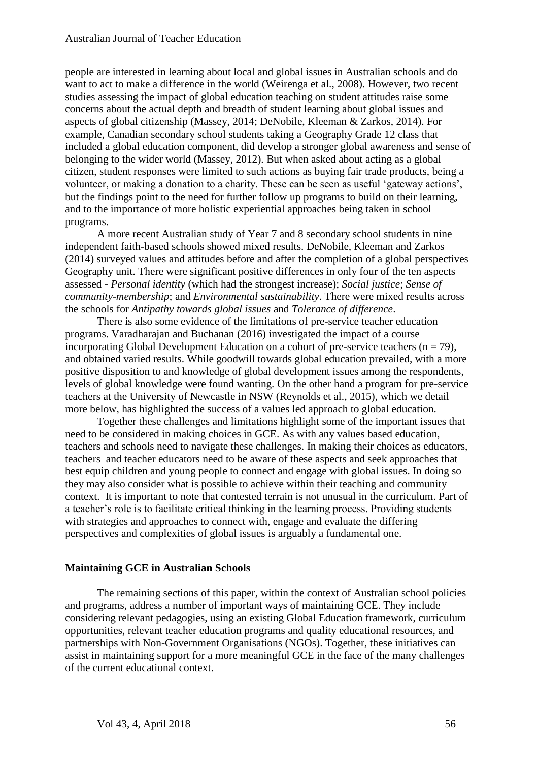people are interested in learning about local and global issues in Australian schools and do want to act to make a difference in the world (Weirenga et al., 2008). However, two recent studies assessing the impact of global education teaching on student attitudes raise some concerns about the actual depth and breadth of student learning about global issues and aspects of global citizenship (Massey, 2014; DeNobile, Kleeman & Zarkos, 2014). For example, Canadian secondary school students taking a Geography Grade 12 class that included a global education component, did develop a stronger global awareness and sense of belonging to the wider world (Massey, 2012). But when asked about acting as a global citizen, student responses were limited to such actions as buying fair trade products, being a volunteer, or making a donation to a charity. These can be seen as useful 'gateway actions', but the findings point to the need for further follow up programs to build on their learning, and to the importance of more holistic experiential approaches being taken in school programs.

A more recent Australian study of Year 7 and 8 secondary school students in nine independent faith-based schools showed mixed results. DeNobile, Kleeman and Zarkos (2014) surveyed values and attitudes before and after the completion of a global perspectives Geography unit. There were significant positive differences in only four of the ten aspects assessed - *Personal identity* (which had the strongest increase); *Social justice*; *Sense of community-membership*; and *Environmental sustainability*. There were mixed results across the schools for *Antipathy towards global issues* and *Tolerance of difference*.

There is also some evidence of the limitations of pre-service teacher education programs. Varadharajan and Buchanan (2016) investigated the impact of a course incorporating Global Development Education on a cohort of pre-service teachers ($n = 79$), and obtained varied results. While goodwill towards global education prevailed, with a more positive disposition to and knowledge of global development issues among the respondents, levels of global knowledge were found wanting. On the other hand a program for pre-service teachers at the University of Newcastle in NSW (Reynolds et al., 2015), which we detail more below, has highlighted the success of a values led approach to global education.

Together these challenges and limitations highlight some of the important issues that need to be considered in making choices in GCE. As with any values based education, teachers and schools need to navigate these challenges. In making their choices as educators, teachers and teacher educators need to be aware of these aspects and seek approaches that best equip children and young people to connect and engage with global issues. In doing so they may also consider what is possible to achieve within their teaching and community context. It is important to note that contested terrain is not unusual in the curriculum. Part of a teacher's role is to facilitate critical thinking in the learning process. Providing students with strategies and approaches to connect with, engage and evaluate the differing perspectives and complexities of global issues is arguably a fundamental one.

## Maintaining GCE in Australian Schools

The remaining sections of this paper, within the context of Australian school policies and programs, address a number of important ways of maintaining GCE. They include considering relevant pedagogies, using an existing Global Education framework, curriculum opportunities, relevant teacher education programs and quality educational resources, and partnerships with Non-Government Organisations (NGOs). Together, these initiatives can assist in maintaining support for a more meaningful GCE in the face of the many challenges of the current educational context.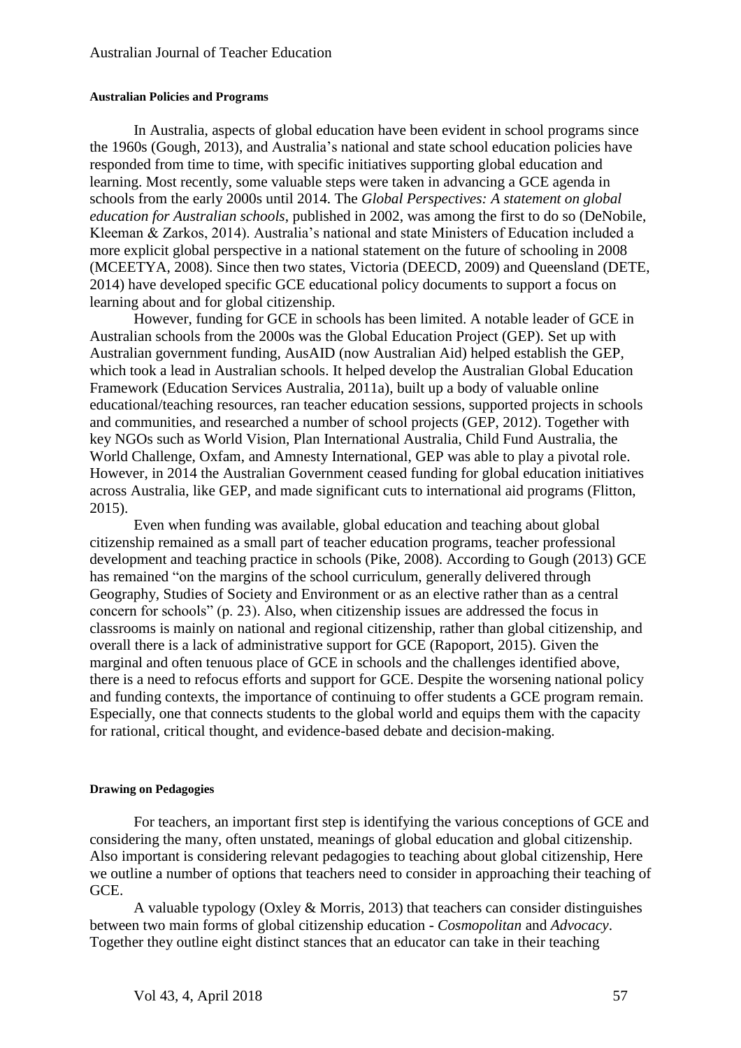#### Australian Policies and Programs

In Australia, aspects of global education have been evident in school programs since the 1960s (Gough, 2013), and Australia's national and state school education policies have responded from time to time, with specific initiatives supporting global education and learning. Most recently, some valuable steps were taken in advancing a GCE agenda in schools from the early 2000s until 2014. The *Global Perspectives: A statement on global education for Australian schools*, published in 2002, was among the first to do so (DeNobile, Kleeman & Zarkos, 2014). Australia's national and state Ministers of Education included a more explicit global perspective in a national statement on the future of schooling in 2008 (MCEETYA, 2008). Since then two states, Victoria (DEECD, 2009) and Queensland (DETE, 2014) have developed specific GCE educational policy documents to support a focus on learning about and for global citizenship.

However, funding for GCE in schools has been limited. A notable leader of GCE in Australian schools from the 2000s was the Global Education Project (GEP). Set up with Australian government funding, AusAID (now Australian Aid) helped establish the GEP, which took a lead in Australian schools. It helped develop the Australian Global Education Framework (Education Services Australia, 2011a), built up a body of valuable online educational/teaching resources, ran teacher education sessions, supported projects in schools and communities, and researched a number of school projects (GEP, 2012). Together with key NGOs such as World Vision, Plan International Australia, Child Fund Australia, the World Challenge, Oxfam, and Amnesty International, GEP was able to play a pivotal role. However, in 2014 the Australian Government ceased funding for global education initiatives across Australia, like GEP, and made significant cuts to international aid programs (Flitton, 2015).

Even when funding was available, global education and teaching about global citizenship remained as a small part of teacher education programs, teacher professional development and teaching practice in schools (Pike, 2008). According to Gough (2013) GCE has remained "on the margins of the school curriculum, generally delivered through Geography, Studies of Society and Environment or as an elective rather than as a central concern for schools" (p. 23). Also, when citizenship issues are addressed the focus in classrooms is mainly on national and regional citizenship, rather than global citizenship, and overall there is a lack of administrative support for GCE (Rapoport, 2015). Given the marginal and often tenuous place of GCE in schools and the challenges identified above, there is a need to refocus efforts and support for GCE. Despite the worsening national policy and funding contexts, the importance of continuing to offer students a GCE program remain. Especially, one that connects students to the global world and equips them with the capacity for rational, critical thought, and evidence-based debate and decision-making.

#### Drawing on Pedagogies

For teachers, an important first step is identifying the various conceptions of GCE and considering the many, often unstated, meanings of global education and global citizenship. Also important is considering relevant pedagogies to teaching about global citizenship, Here we outline a number of options that teachers need to consider in approaching their teaching of GCE.

A valuable typology (Oxley & Morris, 2013) that teachers can consider distinguishes between two main forms of global citizenship education - *Cosmopolitan* and *Advocacy*. Together they outline eight distinct stances that an educator can take in their teaching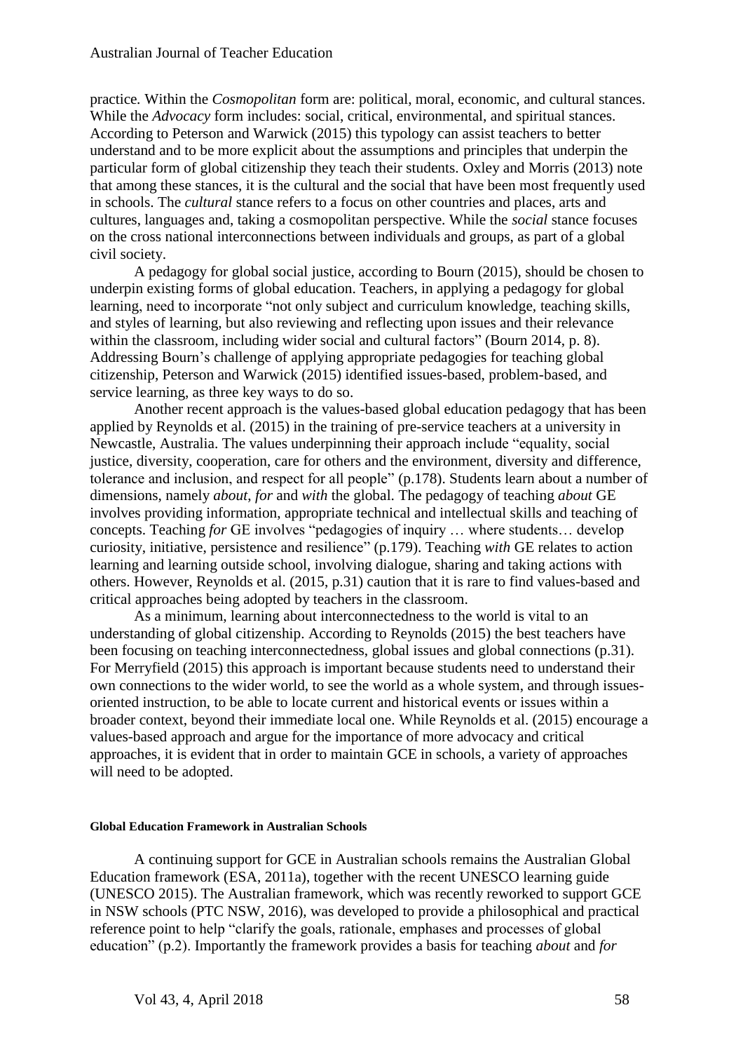practice. Within the *Cosmopolitan* form are: political, moral, economic, and cultural stances. While the *Advocacy* form includes: social, critical, environmental, and spiritual stances. According to Peterson and Warwick (2015) this typology can assist teachers to better understand and to be more explicit about the assumptions and principles that underpin the particular form of global citizenship they teach their students. Oxley and Morris (2013) note that among these stances, it is the cultural and the social that have been most frequently used in schools. The *cultural* stance refers to a focus on other countries and places, arts and cultures, languages and, taking a cosmopolitan perspective. While the *social* stance focuses on the cross national interconnections between individuals and groups, as part of a global civil society.

A pedagogy for global social justice, according to Bourn (2015), should be chosen to underpin existing forms of global education. Teachers, in applying a pedagogy for global learning, need to incorporate "not only subject and curriculum knowledge, teaching skills, and styles of learning, but also reviewing and reflecting upon issues and their relevance within the classroom, including wider social and cultural factors" (Bourn 2014, p. 8). Addressing Bourn's challenge of applying appropriate pedagogies for teaching global citizenship, Peterson and Warwick (2015) identified issues-based, problem-based, and service learning, as three key ways to do so.

Another recent approach is the values-based global education pedagogy that has been applied by Reynolds et al. (2015) in the training of pre-service teachers at a university in Newcastle, Australia. The values underpinning their approach include "equality, social justice, diversity, cooperation, care for others and the environment, diversity and difference, tolerance and inclusion, and respect for all people" (p.178). Students learn about a number of dimensions, namely *about*, *for* and *with* the global. The pedagogy of teaching *about* GE involves providing information, appropriate technical and intellectual skills and teaching of concepts. Teaching *for* GE involves "pedagogies of inquiry … where students… develop curiosity, initiative, persistence and resilience" (p.179). Teaching *with* GE relates to action learning and learning outside school, involving dialogue, sharing and taking actions with others. However, Reynolds et al. (2015, p.31) caution that it is rare to find values-based and critical approaches being adopted by teachers in the classroom.

As a minimum, learning about interconnectedness to the world is vital to an understanding of global citizenship. According to Reynolds (2015) the best teachers have been focusing on teaching interconnectedness, global issues and global connections (p.31). For Merryfield (2015) this approach is important because students need to understand their own connections to the wider world, to see the world as a whole system, and through issues-oriented instruction, to be able to locate current and historical events or issues within a broader context, beyond their immediate local one. While Reynolds et al. (2015) encourage a values-based approach and argue for the importance of more advocacy and critical approaches, it is evident that in order to maintain GCE in schools, a variety of approaches will need to be adopted.

#### Global Education Framework in Australian Schools

A continuing support for GCE in Australian schools remains the Australian Global Education framework (ESA, 2011a), together with the recent UNESCO learning guide (UNESCO 2015). The Australian framework, which was recently reworked to support GCE in NSW schools (PTC NSW, 2016), was developed to provide a philosophical and practical reference point to help "clarify the goals, rationale, emphases and processes of global education" (p.2). Importantly the framework provides a basis for teaching *about* and *for*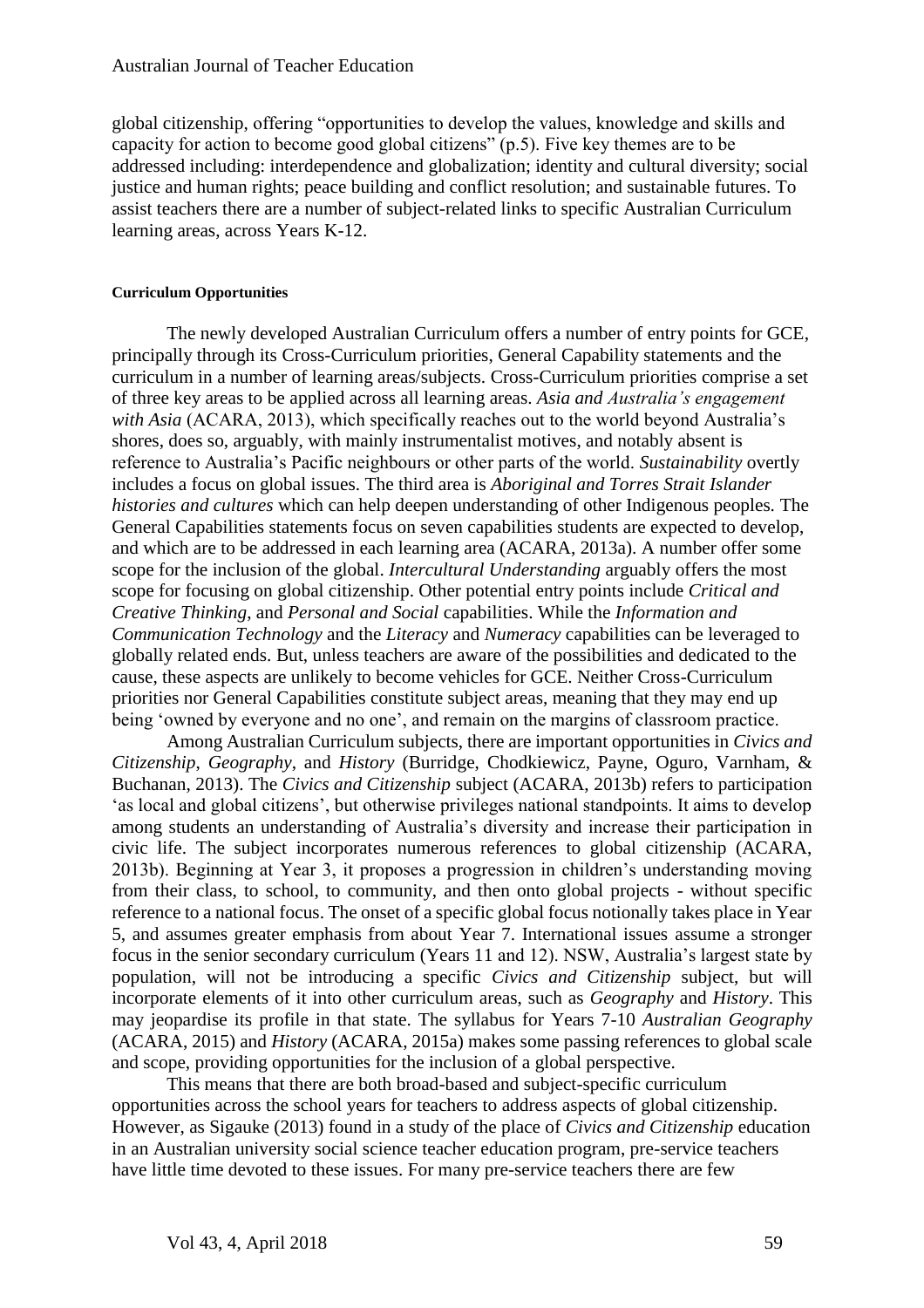global citizenship, offering "opportunities to develop the values, knowledge and skills and capacity for action to become good global citizens" (p.5). Five key themes are to be addressed including: interdependence and globalization; identity and cultural diversity; social justice and human rights; peace building and conflict resolution; and sustainable futures. To assist teachers there are a number of subject-related links to specific Australian Curriculum learning areas, across Years K-12.

#### Curriculum Opportunities

The newly developed Australian Curriculum offers a number of entry points for GCE, principally through its Cross-Curriculum priorities, General Capability statements and the curriculum in a number of learning areas/subjects. Cross-Curriculum priorities comprise a set of three key areas to be applied across all learning areas. *Asia and Australia's engagement with Asia* (ACARA, 2013), which specifically reaches out to the world beyond Australia's shores, does so, arguably, with mainly instrumentalist motives, and notably absent is reference to Australia's Pacific neighbours or other parts of the world. *Sustainability* overtly includes a focus on global issues. The third area is *Aboriginal and Torres Strait Islander histories and cultures* which can help deepen understanding of other Indigenous peoples. The General Capabilities statements focus on seven capabilities students are expected to develop, and which are to be addressed in each learning area (ACARA, 2013a). A number offer some scope for the inclusion of the global. *Intercultural Understanding* arguably offers the most scope for focusing on global citizenship. Other potential entry points include *Critical and Creative Thinking*, and *Personal and Social* capabilities. While the *Information and Communication Technology* and the *Literacy* and *Numeracy* capabilities can be leveraged to globally related ends. But, unless teachers are aware of the possibilities and dedicated to the cause, these aspects are unlikely to become vehicles for GCE. Neither Cross-Curriculum priorities nor General Capabilities constitute subject areas, meaning that they may end up being 'owned by everyone and no one', and remain on the margins of classroom practice.

Among Australian Curriculum subjects, there are important opportunities in *Civics and Citizenship*, *Geography*, and *History* (Burridge, Chodkiewicz, Payne, Oguro, Varnham, & Buchanan, 2013). The *Civics and Citizenship* subject (ACARA, 2013b) refers to participation 'as local and global citizens', but otherwise privileges national standpoints. It aims to develop among students an understanding of Australia's diversity and increase their participation in civic life. The subject incorporates numerous references to global citizenship (ACARA, 2013b). Beginning at Year 3, it proposes a progression in children's understanding moving from their class, to school, to community, and then onto global projects - without specific reference to a national focus. The onset of a specific global focus notionally takes place in Year 5, and assumes greater emphasis from about Year 7. International issues assume a stronger focus in the senior secondary curriculum (Years 11 and 12). NSW, Australia's largest state by population, will not be introducing a specific *Civics and Citizenship* subject, but will incorporate elements of it into other curriculum areas, such as *Geography* and *History*. This may jeopardise its profile in that state. The syllabus for Years 7-10 *Australian Geography* (ACARA, 2015) and *History* (ACARA, 2015a) makes some passing references to global scale and scope, providing opportunities for the inclusion of a global perspective.

This means that there are both broad-based and subject-specific curriculum opportunities across the school years for teachers to address aspects of global citizenship. However, as Sigauke (2013) found in a study of the place of *Civics and Citizenship* education in an Australian university social science teacher education program, pre-service teachers have little time devoted to these issues. For many pre-service teachers there are few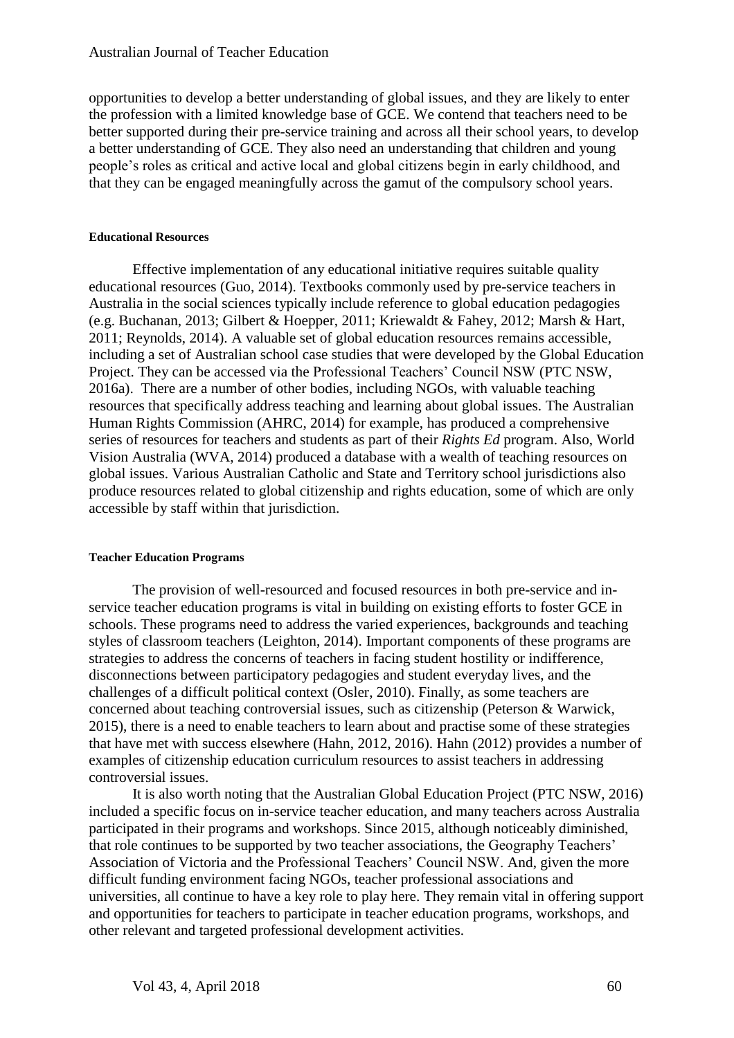opportunities to develop a better understanding of global issues, and they are likely to enter the profession with a limited knowledge base of GCE. We contend that teachers need to be better supported during their pre-service training and across all their school years, to develop a better understanding of GCE. They also need an understanding that children and young people's roles as critical and active local and global citizens begin in early childhood, and that they can be engaged meaningfully across the gamut of the compulsory school years.

#### Educational Resources

Effective implementation of any educational initiative requires suitable quality educational resources (Guo, 2014). Textbooks commonly used by pre-service teachers in Australia in the social sciences typically include reference to global education pedagogies (e.g. Buchanan, 2013; Gilbert & Hoepper, 2011; Kriewaldt & Fahey, 2012; Marsh & Hart, 2011; Reynolds, 2014). A valuable set of global education resources remains accessible, including a set of Australian school case studies that were developed by the Global Education Project. They can be accessed via the Professional Teachers' Council NSW (PTC NSW, 2016a). There are a number of other bodies, including NGOs, with valuable teaching resources that specifically address teaching and learning about global issues. The Australian Human Rights Commission (AHRC, 2014) for example, has produced a comprehensive series of resources for teachers and students as part of their *Rights Ed* program. Also, World Vision Australia (WVA, 2014) produced a database with a wealth of teaching resources on global issues. Various Australian Catholic and State and Territory school jurisdictions also produce resources related to global citizenship and rights education, some of which are only accessible by staff within that jurisdiction.

#### Teacher Education Programs

The provision of well-resourced and focused resources in both pre-service and in-service teacher education programs is vital in building on existing efforts to foster GCE in schools. These programs need to address the varied experiences, backgrounds and teaching styles of classroom teachers (Leighton, 2014). Important components of these programs are strategies to address the concerns of teachers in facing student hostility or indifference, disconnections between participatory pedagogies and student everyday lives, and the challenges of a difficult political context (Osler, 2010). Finally, as some teachers are concerned about teaching controversial issues, such as citizenship (Peterson & Warwick, 2015), there is a need to enable teachers to learn about and practise some of these strategies that have met with success elsewhere (Hahn, 2012, 2016). Hahn (2012) provides a number of examples of citizenship education curriculum resources to assist teachers in addressing controversial issues.

It is also worth noting that the Australian Global Education Project (PTC NSW, 2016) included a specific focus on in-service teacher education, and many teachers across Australia participated in their programs and workshops. Since 2015, although noticeably diminished, that role continues to be supported by two teacher associations, the Geography Teachers' Association of Victoria and the Professional Teachers' Council NSW. And, given the more difficult funding environment facing NGOs, teacher professional associations and universities, all continue to have a key role to play here. They remain vital in offering support and opportunities for teachers to participate in teacher education programs, workshops, and other relevant and targeted professional development activities.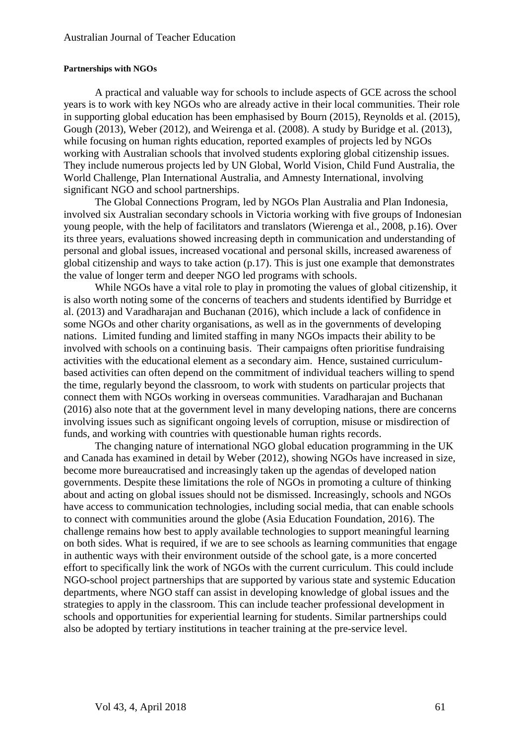#### Partnerships with NGOs

A practical and valuable way for schools to include aspects of GCE across the school years is to work with key NGOs who are already active in their local communities. Their role in supporting global education has been emphasised by Bourn (2015), Reynolds et al. (2015), Gough (2013), Weber (2012), and Weirenga et al. (2008). A study by Buridge et al. (2013), while focusing on human rights education, reported examples of projects led by NGOs working with Australian schools that involved students exploring global citizenship issues. They include numerous projects led by UN Global, World Vision, Child Fund Australia, the World Challenge, Plan International Australia, and Amnesty International, involving significant NGO and school partnerships.

The Global Connections Program, led by NGOs Plan Australia and Plan Indonesia, involved six Australian secondary schools in Victoria working with five groups of Indonesian young people, with the help of facilitators and translators (Wierenga et al., 2008, p.16). Over its three years, evaluations showed increasing depth in communication and understanding of personal and global issues, increased vocational and personal skills, increased awareness of global citizenship and ways to take action (p.17). This is just one example that demonstrates the value of longer term and deeper NGO led programs with schools.

While NGOs have a vital role to play in promoting the values of global citizenship, it is also worth noting some of the concerns of teachers and students identified by Burridge et al. (2013) and Varadharajan and Buchanan (2016), which include a lack of confidence in some NGOs and other charity organisations, as well as in the governments of developing nations. Limited funding and limited staffing in many NGOs impacts their ability to be involved with schools on a continuing basis. Their campaigns often prioritise fundraising activities with the educational element as a secondary aim. Hence, sustained curriculum-based activities can often depend on the commitment of individual teachers willing to spend the time, regularly beyond the classroom, to work with students on particular projects that connect them with NGOs working in overseas communities. Varadharajan and Buchanan (2016) also note that at the government level in many developing nations, there are concerns involving issues such as significant ongoing levels of corruption, misuse or misdirection of funds, and working with countries with questionable human rights records.

The changing nature of international NGO global education programming in the UK and Canada has examined in detail by Weber (2012), showing NGOs have increased in size, become more bureaucratised and increasingly taken up the agendas of developed nation governments. Despite these limitations the role of NGOs in promoting a culture of thinking about and acting on global issues should not be dismissed. Increasingly, schools and NGOs have access to communication technologies, including social media, that can enable schools to connect with communities around the globe (Asia Education Foundation, 2016). The challenge remains how best to apply available technologies to support meaningful learning on both sides. What is required, if we are to see schools as learning communities that engage in authentic ways with their environment outside of the school gate, is a more concerted effort to specifically link the work of NGOs with the current curriculum. This could include NGO-school project partnerships that are supported by various state and systemic Education departments, where NGO staff can assist in developing knowledge of global issues and the strategies to apply in the classroom. This can include teacher professional development in schools and opportunities for experiential learning for students. Similar partnerships could also be adopted by tertiary institutions in teacher training at the pre-service level.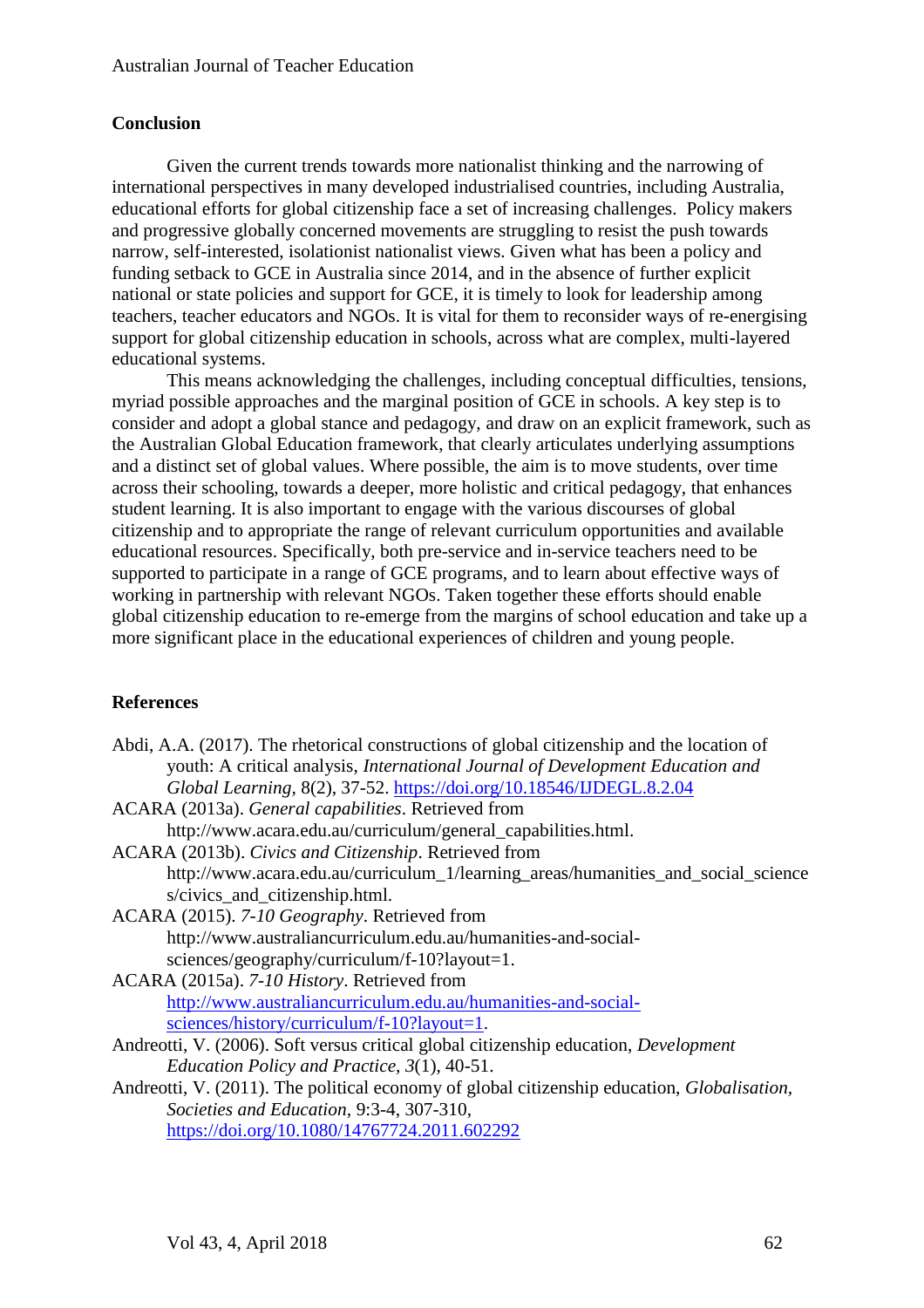## Conclusion

Given the current trends towards more nationalist thinking and the narrowing of international perspectives in many developed industrialised countries, including Australia, educational efforts for global citizenship face a set of increasing challenges. Policy makers and progressive globally concerned movements are struggling to resist the push towards narrow, self-interested, isolationist nationalist views. Given what has been a policy and funding setback to GCE in Australia since 2014, and in the absence of further explicit national or state policies and support for GCE, it is timely to look for leadership among teachers, teacher educators and NGOs. It is vital for them to reconsider ways of re-energising support for global citizenship education in schools, across what are complex, multi-layered educational systems.

This means acknowledging the challenges, including conceptual difficulties, tensions, myriad possible approaches and the marginal position of GCE in schools. A key step is to consider and adopt a global stance and pedagogy, and draw on an explicit framework, such as the Australian Global Education framework, that clearly articulates underlying assumptions and a distinct set of global values. Where possible, the aim is to move students, over time across their schooling, towards a deeper, more holistic and critical pedagogy, that enhances student learning. It is also important to engage with the various discourses of global citizenship and to appropriate the range of relevant curriculum opportunities and available educational resources. Specifically, both pre-service and in-service teachers need to be supported to participate in a range of GCE programs, and to learn about effective ways of working in partnership with relevant NGOs. Taken together these efforts should enable global citizenship education to re-emerge from the margins of school education and take up a more significant place in the educational experiences of children and young people.

## References

Abdi, A.A. (2017). The rhetorical constructions of global citizenship and the location of youth: A critical analysis, *International Journal of Development Education and Global Learning*, 8(2), 37-52. https://doi.org/10.18546/IJDEGL.8.2.04

ACARA (2013a). *General capabilities*. Retrieved from http://www.acara.edu.au/curriculum/general_capabilities.html.

ACARA (2013b). *Civics and Citizenship*. Retrieved from http://www.acara.edu.au/curriculum_1/learning_areas/humanities_and_social_sciences/civics_and_citizenship.html.

ACARA (2015). *7-10 Geography*. Retrieved from http://www.australiancurriculum.edu.au/humanities-and-social-sciences/geography/curriculum/f-10?layout=1.

ACARA (2015a). *7-10 History*. Retrieved from http://www.australiancurriculum.edu.au/humanities-and-social-sciences/history/curriculum/f-10?layout=1.

Andreotti, V. (2006). Soft versus critical global citizenship education, *Development Education Policy and Practice*, *3*(1), 40-51.

Andreotti, V. (2011). The political economy of global citizenship education, *Globalisation, Societies and Education*, 9:3-4, 307-310, https://doi.org/10.1080/14767724.2011.602292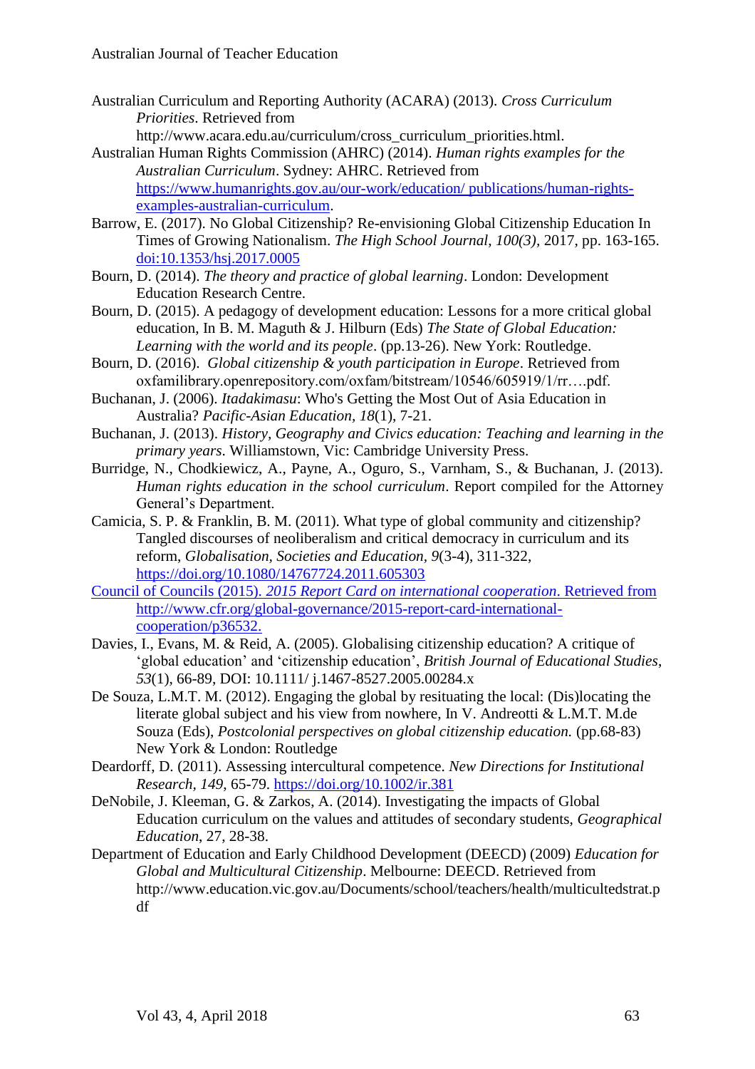Australian Curriculum and Reporting Authority (ACARA) (2013). *Cross Curriculum Priorities*. Retrieved from http://www.acara.edu.au/curriculum/cross_curriculum_priorities.html.

Australian Human Rights Commission (AHRC) (2014). *Human rights examples for the Australian Curriculum*. Sydney: AHRC. Retrieved from https://www.humanrights.gov.au/our-work/education/ publications/human-rights-examples-australian-curriculum.

Barrow, E. (2017). No Global Citizenship? Re-envisioning Global Citizenship Education In Times of Growing Nationalism. *The High School Journal*, *100(3)*, 2017, pp. 163-165. doi:10.1353/hsj.2017.0005

Bourn, D. (2014). *The theory and practice of global learning*. London: Development Education Research Centre.

Bourn, D. (2015). A pedagogy of development education: Lessons for a more critical global education, In B. M. Maguth & J. Hilburn (Eds) *The State of Global Education: Learning with the world and its people*. (pp.13-26). New York: Routledge.

Bourn, D. (2016). *Global citizenship & youth participation in Europe*. Retrieved from oxfamilibrary.openrepository.com/oxfam/bitstream/10546/605919/1/rr….pdf.

Buchanan, J. (2006). *Itadakimasu*: Who's Getting the Most Out of Asia Education in Australia? *Pacific-Asian Education, 18*(1), 7-21.

Buchanan, J. (2013). *History, Geography and Civics education: Teaching and learning in the primary years*. Williamstown, Vic: Cambridge University Press.

Burridge, N., Chodkiewicz, A., Payne, A., Oguro, S., Varnham, S., & Buchanan, J. (2013). *Human rights education in the school curriculum*. Report compiled for the Attorney General's Department.

Camicia, S. P. & Franklin, B. M. (2011). What type of global community and citizenship? Tangled discourses of neoliberalism and critical democracy in curriculum and its reform, *Globalisation, Societies and Education*, *9*(3-4), 311-322, https://doi.org/10.1080/14767724.2011.605303

Council of Councils (2015). *2015 Report Card on international cooperation*. Retrieved from http://www.cfr.org/global-governance/2015-report-card-international-cooperation/p36532.

Davies, I., Evans, M. & Reid, A. (2005). Globalising citizenship education? A critique of 'global education' and 'citizenship education', *British Journal of Educational Studies*, *53*(1), 66-89, DOI: 10.1111/ j.1467-8527.2005.00284.x

De Souza, L.M.T. M. (2012). Engaging the global by resituating the local: (Dis)locating the literate global subject and his view from nowhere, In V. Andreotti & L.M.T. M.de Souza (Eds), *Postcolonial perspectives on global citizenship education.* (pp.68-83) New York & London: Routledge

Deardorff, D. (2011). Assessing intercultural competence. *New Directions for Institutional Research, 149*, 65-79. https://doi.org/10.1002/ir.381

DeNobile, J. Kleeman, G. & Zarkos, A. (2014). Investigating the impacts of Global Education curriculum on the values and attitudes of secondary students, *Geographical Education*, 27, 28-38.

Department of Education and Early Childhood Development (DEECD) (2009) *Education for Global and Multicultural Citizenship*. Melbourne: DEECD. Retrieved from http://www.education.vic.gov.au/Documents/school/teachers/health/multicultedstrat.pdf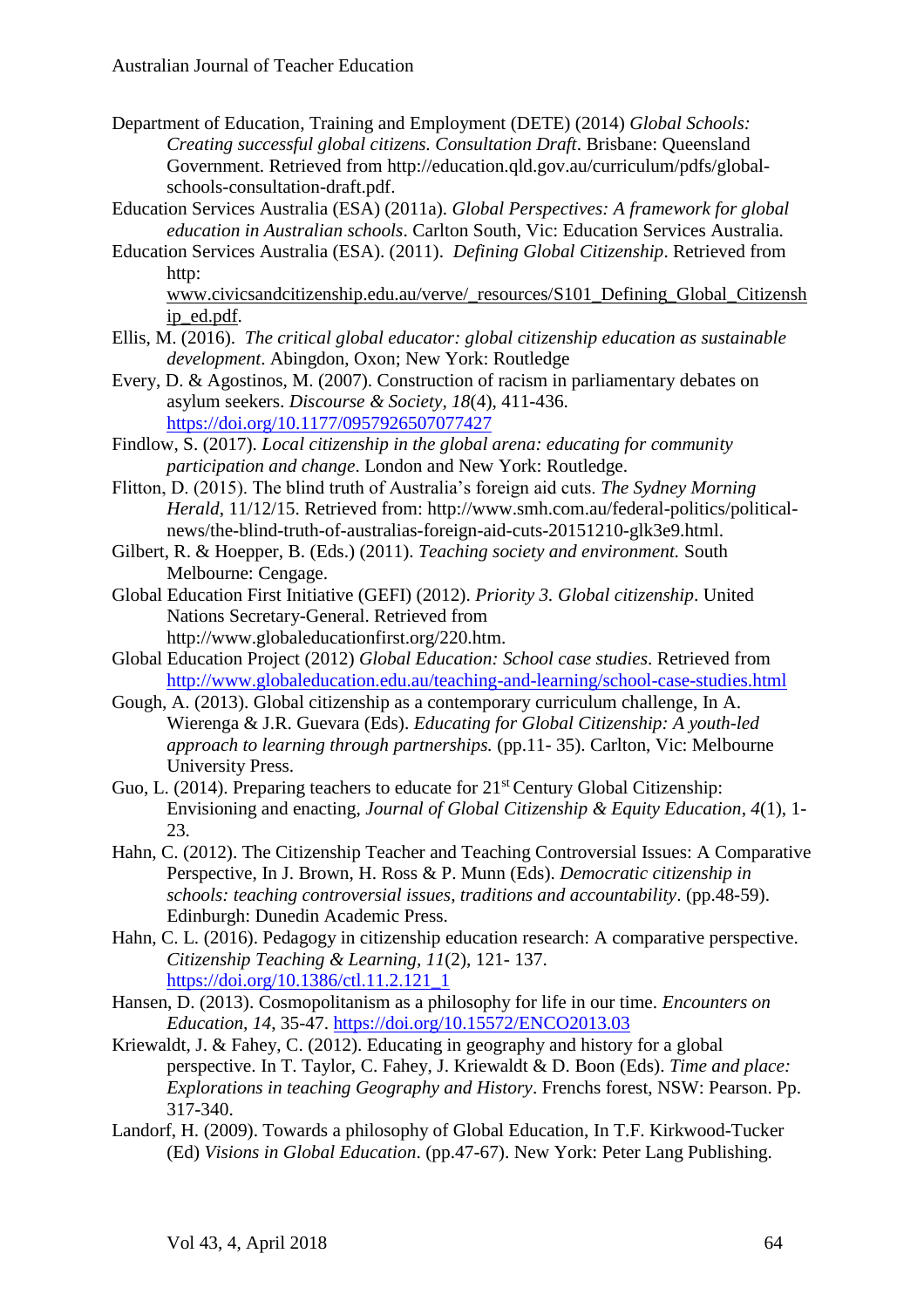Department of Education, Training and Employment (DETE) (2014) *Global Schools: Creating successful global citizens. Consultation Draft*. Brisbane: Queensland Government. Retrieved from http://education.qld.gov.au/curriculum/pdfs/global-schools-consultation-draft.pdf.

Education Services Australia (ESA) (2011a). *Global Perspectives: A framework for global education in Australian schools*. Carlton South, Vic: Education Services Australia.

Education Services Australia (ESA). (2011). *Defining Global Citizenship*. Retrieved from http: www.civicsandcitizenship.edu.au/verve/_resources/S101_Defining_Global_Citizenship_ed.pdf.

Ellis, M. (2016). *The critical global educator: global citizenship education as sustainable development*. Abingdon, Oxon; New York: Routledge

Every, D. & Agostinos, M. (2007). Construction of racism in parliamentary debates on asylum seekers. *Discourse & Society, 18*(4), 411-436. https://doi.org/10.1177/0957926507077427

Findlow, S. (2017). *Local citizenship in the global arena: educating for community participation and change*. London and New York: Routledge.

Flitton, D. (2015). The blind truth of Australia's foreign aid cuts. *The Sydney Morning Herald*, 11/12/15. Retrieved from: http://www.smh.com.au/federal-politics/political-news/the-blind-truth-of-australias-foreign-aid-cuts-20151210-glk3e9.html.

Gilbert, R. & Hoepper, B. (Eds.) (2011). *Teaching society and environment.* South Melbourne: Cengage.

Global Education First Initiative (GEFI) (2012). *Priority 3. Global citizenship*. United Nations Secretary-General. Retrieved from http://www.globaleducationfirst.org/220.htm.

Global Education Project (2012) *Global Education: School case studies*. Retrieved from http://www.globaleducation.edu.au/teaching-and-learning/school-case-studies.html

Gough, A. (2013). Global citizenship as a contemporary curriculum challenge, In A. Wierenga & J.R. Guevara (Eds). *Educating for Global Citizenship: A youth-led approach to learning through partnerships.* (pp.11- 35). Carlton, Vic: Melbourne University Press.

Guo, L. (2014). Preparing teachers to educate for 21st Century Global Citizenship: Envisioning and enacting, *Journal of Global Citizenship & Equity Education*, *4*(1), 1-23.

Hahn, C. (2012). The Citizenship Teacher and Teaching Controversial Issues: A Comparative Perspective, In J. Brown, H. Ross & P. Munn (Eds). *Democratic citizenship in schools: teaching controversial issues, traditions and accountability*. (pp.48-59). Edinburgh: Dunedin Academic Press.

Hahn, C. L. (2016). Pedagogy in citizenship education research: A comparative perspective. *Citizenship Teaching & Learning, 11*(2), 121- 137. https://doi.org/10.1386/ctl.11.2.121_1

Hansen, D. (2013). Cosmopolitanism as a philosophy for life in our time. *Encounters on Education, 14*, 35-47. https://doi.org/10.15572/ENCO2013.03

Kriewaldt, J. & Fahey, C. (2012). Educating in geography and history for a global perspective. In T. Taylor, C. Fahey, J. Kriewaldt & D. Boon (Eds). *Time and place: Explorations in teaching Geography and History*. Frenchs forest, NSW: Pearson. Pp. 317-340.

Landorf, H. (2009). Towards a philosophy of Global Education, In T.F. Kirkwood-Tucker (Ed) *Visions in Global Education*. (pp.47-67). New York: Peter Lang Publishing.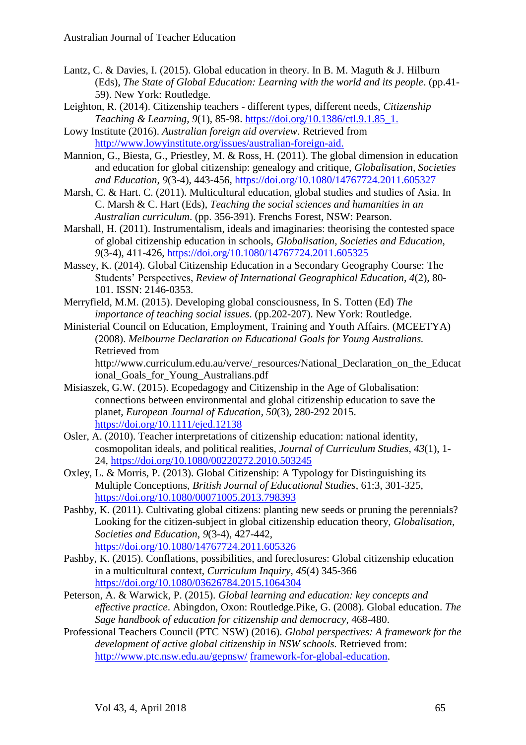Lantz, C. & Davies, I. (2015). Global education in theory. In B. M. Maguth & J. Hilburn (Eds), *The State of Global Education: Learning with the world and its people*. (pp.41-59). New York: Routledge.

Leighton, R. (2014). Citizenship teachers - different types, different needs, *Citizenship Teaching & Learning*, *9*(1), 85-98. https://doi.org/10.1386/ctl.9.1.85_1.

Lowy Institute (2016). *Australian foreign aid overview*. Retrieved from http://www.lowyinstitute.org/issues/australian-foreign-aid.

Mannion, G., Biesta, G., Priestley, M. & Ross, H. (2011). The global dimension in education and education for global citizenship: genealogy and critique, *Globalisation, Societies and Education*, *9*(3-4), 443-456, https://doi.org/10.1080/14767724.2011.605327

Marsh, C. & Hart. C. (2011). Multicultural education, global studies and studies of Asia. In C. Marsh & C. Hart (Eds), *Teaching the social sciences and humanities in an Australian curriculum*. (pp. 356-391). Frenchs Forest, NSW: Pearson.

Marshall, H. (2011). Instrumentalism, ideals and imaginaries: theorising the contested space of global citizenship education in schools, *Globalisation, Societies and Education*, *9*(3-4), 411-426, https://doi.org/10.1080/14767724.2011.605325

Massey, K. (2014). Global Citizenship Education in a Secondary Geography Course: The Students' Perspectives, *Review of International Geographical Education*, *4*(2), 80-101. ISSN: 2146-0353.

Merryfield, M.M. (2015). Developing global consciousness, In S. Totten (Ed) *The importance of teaching social issues*. (pp.202-207). New York: Routledge.

Ministerial Council on Education, Employment, Training and Youth Affairs. (MCEETYA) (2008). *Melbourne Declaration on Educational Goals for Young Australians.* Retrieved from http://www.curriculum.edu.au/verve/_resources/National_Declaration_on_the_Educational_Goals_for_Young_Australians.pdf

Misiaszek, G.W. (2015). Ecopedagogy and Citizenship in the Age of Globalisation: connections between environmental and global citizenship education to save the planet, *European Journal of Education*, *50*(3), 280-292 2015. https://doi.org/10.1111/ejed.12138

Osler, A. (2010). Teacher interpretations of citizenship education: national identity, cosmopolitan ideals, and political realities, *Journal of Curriculum Studies*, *43*(1), 1-24, https://doi.org/10.1080/00220272.2010.503245

Oxley, L. & Morris, P. (2013). Global Citizenship: A Typology for Distinguishing its Multiple Conceptions, *British Journal of Educational Studies*, 61:3, 301-325, https://doi.org/10.1080/00071005.2013.798393

Pashby, K. (2011). Cultivating global citizens: planting new seeds or pruning the perennials? Looking for the citizen-subject in global citizenship education theory, *Globalisation, Societies and Education*, *9*(3-4), 427-442, https://doi.org/10.1080/14767724.2011.605326

Pashby, K. (2015). Conflations, possibilities, and foreclosures: Global citizenship education in a multicultural context, *Curriculum Inquiry*, *45*(4) 345-366 https://doi.org/10.1080/03626784.2015.1064304

Peterson, A. & Warwick, P. (2015). *Global learning and education: key concepts and effective practice*. Abingdon, Oxon: Routledge.Pike, G. (2008). Global education. *The Sage handbook of education for citizenship and democracy*, 468-480.

Professional Teachers Council (PTC NSW) (2016). *Global perspectives: A framework for the development of active global citizenship in NSW schools.* Retrieved from: http://www.ptc.nsw.edu.au/gepnsw/ framework-for-global-education.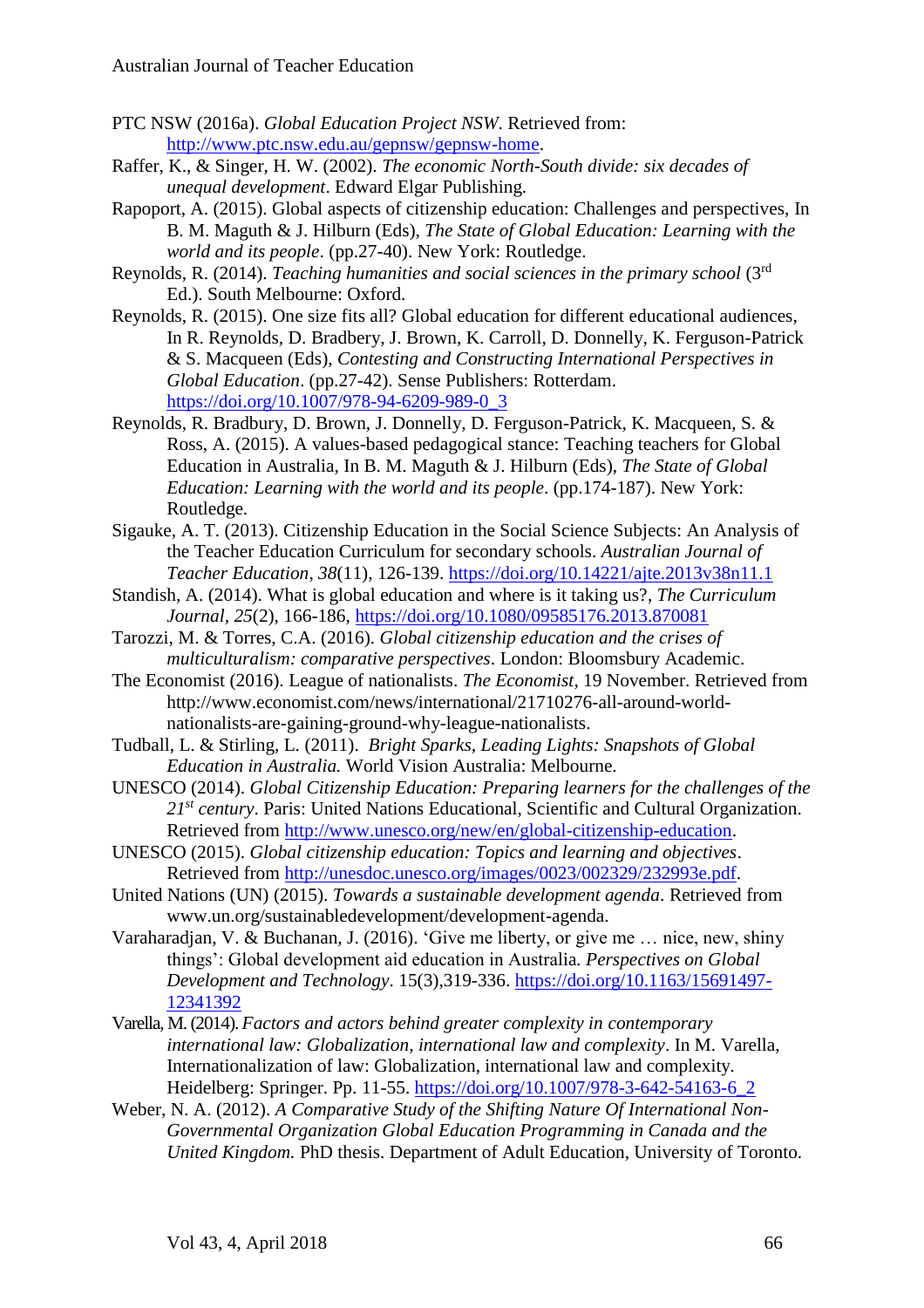PTC NSW (2016a). *Global Education Project NSW*. Retrieved from: http://www.ptc.nsw.edu.au/gepnsw/gepnsw-home.

Raffer, K., & Singer, H. W. (2002). *The economic North-South divide: six decades of unequal development*. Edward Elgar Publishing.

Rapoport, A. (2015). Global aspects of citizenship education: Challenges and perspectives, In B. M. Maguth & J. Hilburn (Eds), *The State of Global Education: Learning with the world and its people*. (pp.27-40). New York: Routledge.

Reynolds, R. (2014). *Teaching humanities and social sciences in the primary school* (3rd Ed.). South Melbourne: Oxford.

Reynolds, R. (2015). One size fits all? Global education for different educational audiences, In R. Reynolds, D. Bradbery, J. Brown, K. Carroll, D. Donnelly, K. Ferguson-Patrick & S. Macqueen (Eds), *Contesting and Constructing International Perspectives in Global Education*. (pp.27-42). Sense Publishers: Rotterdam. https://doi.org/10.1007/978-94-6209-989-0_3

Reynolds, R. Bradbury, D. Brown, J. Donnelly, D. Ferguson-Patrick, K. Macqueen, S. & Ross, A. (2015). A values-based pedagogical stance: Teaching teachers for Global Education in Australia, In B. M. Maguth & J. Hilburn (Eds), *The State of Global Education: Learning with the world and its people*. (pp.174-187). New York: Routledge.

Sigauke, A. T. (2013). Citizenship Education in the Social Science Subjects: An Analysis of the Teacher Education Curriculum for secondary schools. *Australian Journal of Teacher Education*, *38*(11), 126-139. https://doi.org/10.14221/ajte.2013v38n11.1

Standish, A. (2014). What is global education and where is it taking us?, *The Curriculum Journal*, *25*(2), 166-186, https://doi.org/10.1080/09585176.2013.870081

Tarozzi, M. & Torres, C.A. (2016). *Global citizenship education and the crises of multiculturalism: comparative perspectives*. London: Bloomsbury Academic.

The Economist (2016). League of nationalists. *The Economist*, 19 November. Retrieved from http://www.economist.com/news/international/21710276-all-around-world-nationalists-are-gaining-ground-why-league-nationalists.

Tudball, L. & Stirling, L. (2011). *Bright Sparks, Leading Lights: Snapshots of Global Education in Australia.* World Vision Australia: Melbourne.

UNESCO (2014). *Global Citizenship Education: Preparing learners for the challenges of the 21st century*. Paris: United Nations Educational, Scientific and Cultural Organization. Retrieved from http://www.unesco.org/new/en/global-citizenship-education.

UNESCO (2015). *Global citizenship education: Topics and learning and objectives*. Retrieved from http://unesdoc.unesco.org/images/0023/002329/232993e.pdf.

United Nations (UN) (2015). *Towards a sustainable development agenda*. Retrieved from www.un.org/sustainabledevelopment/development-agenda.

Varaharadjan, V. & Buchanan, J. (2016). 'Give me liberty, or give me … nice, new, shiny things': Global development aid education in Australia. *Perspectives on Global Development and Technology*. 15(3),319-336. https://doi.org/10.1163/15691497-12341392

Varella, M. (2014). *Factors and actors behind greater complexity in contemporary international law: Globalization, international law and complexity*. In M. Varella, Internationalization of law: Globalization, international law and complexity. Heidelberg: Springer. Pp. 11-55. https://doi.org/10.1007/978-3-642-54163-6_2

Weber, N. A. (2012). *A Comparative Study of the Shifting Nature Of International Non-Governmental Organization Global Education Programming in Canada and the United Kingdom.* PhD thesis. Department of Adult Education, University of Toronto.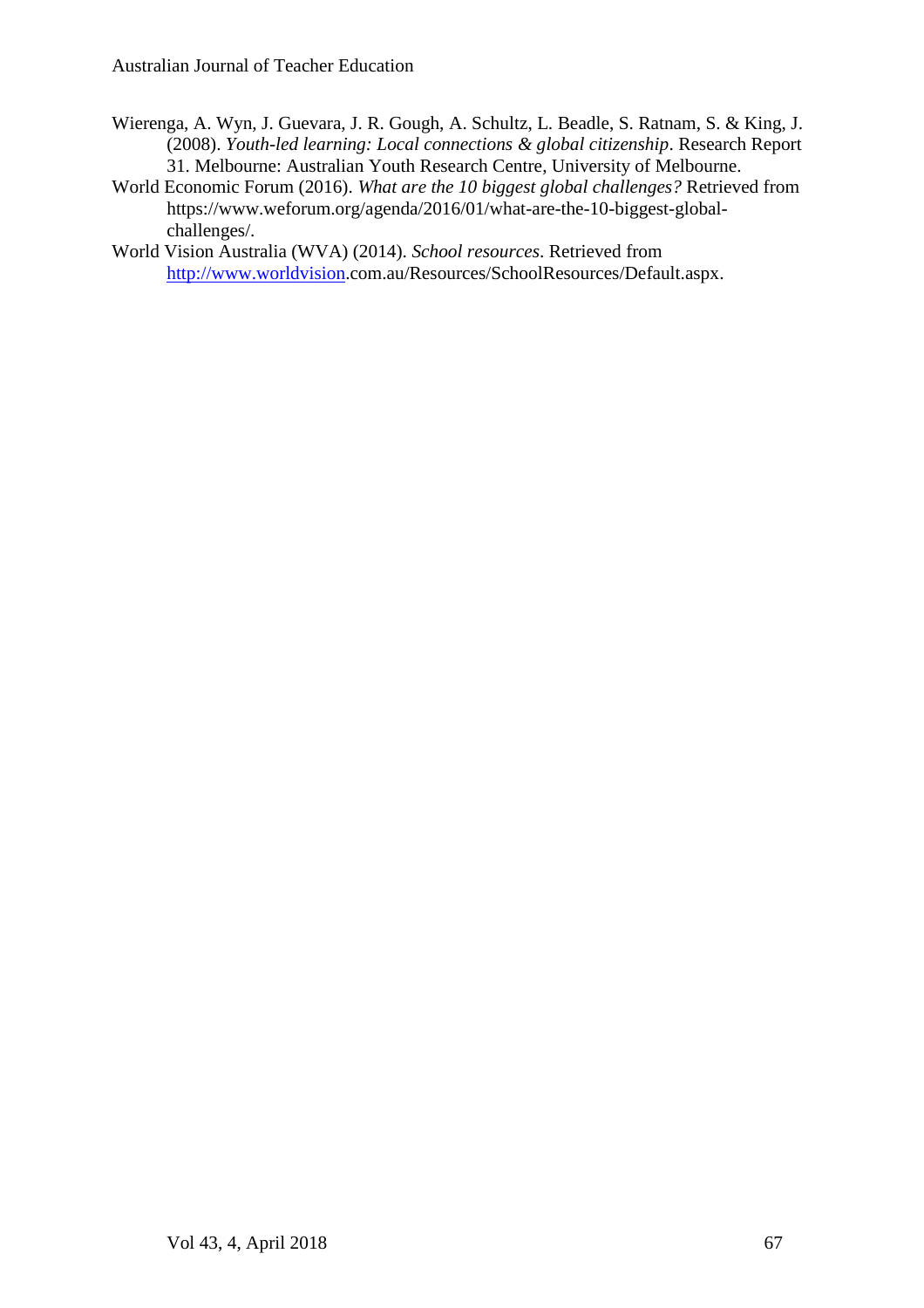Wierenga, A. Wyn, J. Guevara, J. R. Gough, A. Schultz, L. Beadle, S. Ratnam, S. & King, J. (2008). *Youth-led learning: Local connections & global citizenship*. Research Report 31. Melbourne: Australian Youth Research Centre, University of Melbourne.

World Economic Forum (2016). *What are the 10 biggest global challenges?* Retrieved from https://www.weforum.org/agenda/2016/01/what-are-the-10-biggest-global-challenges/.

World Vision Australia (WVA) (2014). *School resources*. Retrieved from http://www.worldvision.com.au/Resources/SchoolResources/Default.aspx.